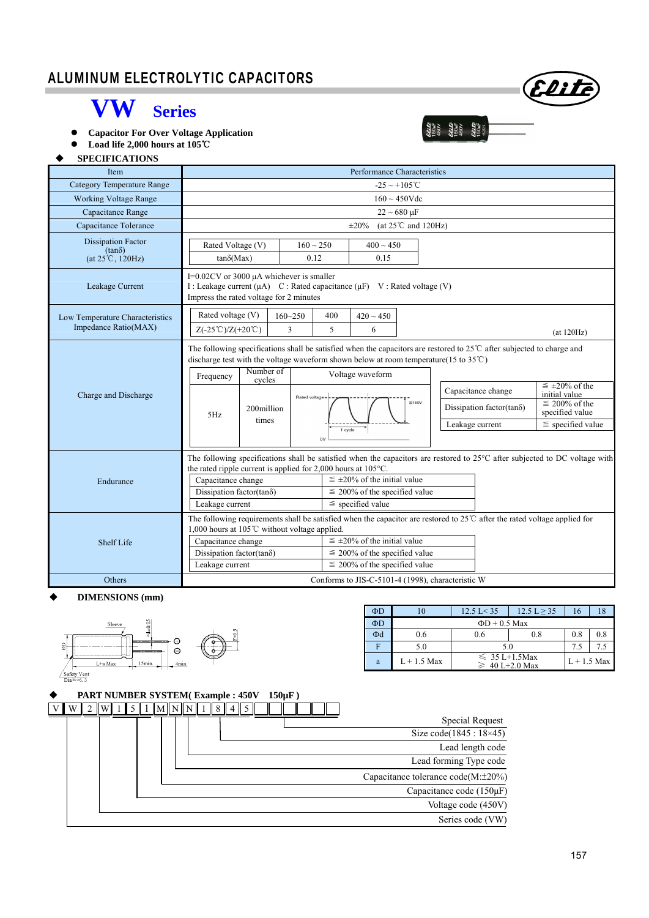# ALUMINUM ELECTROLYTIC CAPACITORS

## VW Series

- **Capacitor For Over Voltage Application**
- **Load life 2,000 hours at 105℃**

### SPECIFICATIONS

| Item | Performance Characteristics |
|---|---|
| Category Temperature Range | -25 ~ +105℃ |
| Working Voltage Range | 160 ~ 450Vdc |
| Capacitance Range | 22 ~ 680 μF |
| Capacitance Tolerance | ±20% (at 25℃ and 120Hz) |
| Dissipation Factor (tanδ) (at 25℃, 120Hz) | Rated Voltage (V): 160 ~ 250 / 400 ~ 450; tanδ(Max): 0.12 / 0.15 |
| Leakage Current | I=0.02CV or 3000 μA whichever is smaller<br>I : Leakage current (μA) C : Rated capacitance (μF) V : Rated voltage (V)<br>Impress the rated voltage for 2 minutes |
| Low Temperature Characteristics Impedance Ratio(MAX) | Rated voltage (V): 160~250 / 400 / 420 ~ 450; Z(-25℃)/Z(+20℃): 3 / 5 / 6 (at 120Hz) |
| Charge and Discharge | The following specifications shall be satisfied when the capacitors are restored to 25℃ after subjected to charge and discharge test with the voltage waveform shown below at room temperature(15 to 35℃)<br>Frequency: 5Hz; Number of cycles: 200million times; Voltage waveform: Rated voltage, ≦150V, 1 cycle, 0V<br>Capacitance change: ≦ ±20% of the initial value<br>Dissipation factor(tanδ): ≦ 200% of the specified value<br>Leakage current: ≦ specified value |
| Endurance | The following specifications shall be satisfied when the capacitors are restored to 25°C after subjected to DC voltage with the rated ripple current is applied for 2,000 hours at 105°C.<br>Capacitance change: ≦ ±20% of the initial value<br>Dissipation factor(tanδ): ≦ 200% of the specified value<br>Leakage current: ≦ specified value |
| Shelf Life | The following requirements shall be satisfied when the capacitor are restored to 25℃ after the rated voltage applied for 1,000 hours at 105℃ without voltage applied.<br>Capacitance change: ≦ ±20% of the initial value<br>Dissipation factor(tanδ): ≦ 200% of the specified value<br>Leakage current: ≦ 200% of the specified value |
| Others | Conforms to JIS-C-5101-4 (1998), characteristic W |

### DIMENSIONS (mm)

Sleeve, ΦD, Φd±0.05, F±0.5, L+a Max, 15min., 4min., Safety Vent Dia≧Φ6.3

| ΦD | 10 | 12.5 L< 35 | 12.5 L ≥ 35 | 16 | 18 |
|---|---|---|---|---|---|
| ΦD | ΦD + 0.5 Max | | | | |
| Φd | 0.6 | 0.6 | 0.8 | 0.8 | 0.8 |
| F | 5.0 | 5.0 | | 7.5 | 7.5 |
| a | L + 1.5 Max | ≦ 35 L+1.5Max<br>≧ 40 L+2.0 Max | | L + 1.5 Max | |

### PART NUMBER SYSTEM( Example : 450V 150μF )

| V | W | 2 | W | 1 | 5 | 1 | M | N | N | 1 | 8 | 4 | 5 | | | | | |
|---|---|---|---|---|---|---|---|---|---|---|---|---|---|---|---|---|---|---|

- Special Request
- Size code(1845 : 18×45)
- Lead length code
- Lead forming Type code
- Capacitance tolerance code(M:±20%)
- Capacitance code (150μF)
- Voltage code (450V)
- Series code (VW)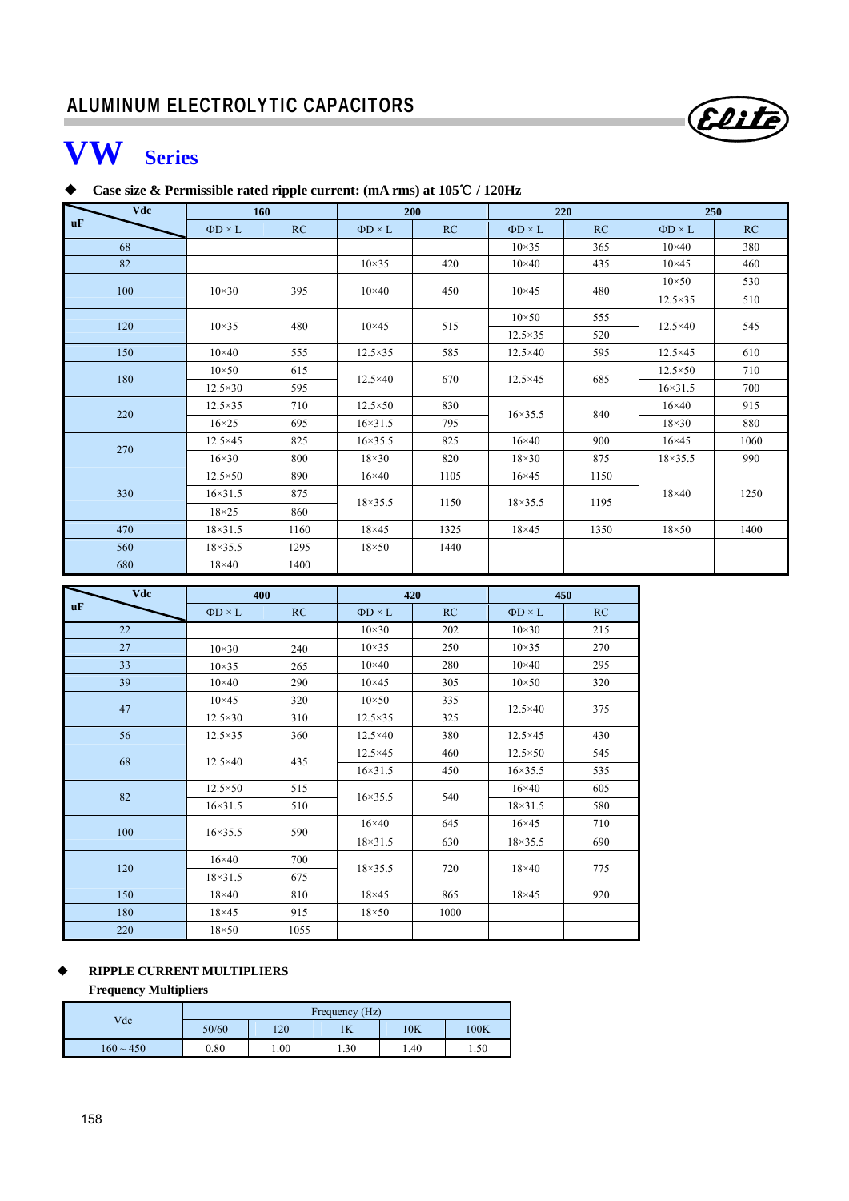# ALUMINUM ELECTROLYTIC CAPACITORS

## VW Series

◆ **Case size & Permissible rated ripple current: (mA rms) at 105℃ / 120Hz**

| uF \ Vdc | 160 | | 200 | | 220 | | 250 | |
|---|---|---|---|---|---|---|---|---|
| | ΦD × L | RC | ΦD × L | RC | ΦD × L | RC | ΦD × L | RC |
| 68 | | | | | 10×35 | 365 | 10×40 | 380 |
| 82 | | | 10×35 | 420 | 10×40 | 435 | 10×45 | 460 |
| 100 | 10×30 | 395 | 10×40 | 450 | 10×45 | 480 | 10×50 | 530 |
| | | | | | | | 12.5×35 | 510 |
| 120 | 10×35 | 480 | 10×45 | 515 | 10×50 | 555 | 12.5×40 | 545 |
| | | | | | 12.5×35 | 520 | | |
| 150 | 10×40 | 555 | 12.5×35 | 585 | 12.5×40 | 595 | 12.5×45 | 610 |
| 180 | 10×50 | 615 | 12.5×40 | 670 | 12.5×45 | 685 | 12.5×50 | 710 |
| | 12.5×30 | 595 | | | | | 16×31.5 | 700 |
| 220 | 12.5×35 | 710 | 12.5×50 | 830 | 16×35.5 | 840 | 16×40 | 915 |
| | 16×25 | 695 | 16×31.5 | 795 | | | 18×30 | 880 |
| 270 | 12.5×45 | 825 | 16×35.5 | 825 | 16×40 | 900 | 16×45 | 1060 |
| | 16×30 | 800 | 18×30 | 820 | 18×30 | 875 | 18×35.5 | 990 |
| 330 | 12.5×50 | 890 | 16×40 | 1105 | 16×45 | 1150 | 18×40 | 1250 |
| | 16×31.5 | 875 | 18×35.5 | 1150 | 18×35.5 | 1195 | | |
| | 18×25 | 860 | | | | | | |
| 470 | 18×31.5 | 1160 | 18×45 | 1325 | 18×45 | 1350 | 18×50 | 1400 |
| 560 | 18×35.5 | 1295 | 18×50 | 1440 | | | | |
| 680 | 18×40 | 1400 | | | | | | |

| uF \ Vdc | 400 | | 420 | | 450 | |
|---|---|---|---|---|---|---|
| | ΦD × L | RC | ΦD × L | RC | ΦD × L | RC |
| 22 | | | 10×30 | 202 | 10×30 | 215 |
| 27 | 10×30 | 240 | 10×35 | 250 | 10×35 | 270 |
| 33 | 10×35 | 265 | 10×40 | 280 | 10×40 | 295 |
| 39 | 10×40 | 290 | 10×45 | 305 | 10×50 | 320 |
| 47 | 10×45 | 320 | 10×50 | 335 | 12.5×40 | 375 |
| | 12.5×30 | 310 | 12.5×35 | 325 | | |
| 56 | 12.5×35 | 360 | 12.5×40 | 380 | 12.5×45 | 430 |
| 68 | 12.5×40 | 435 | 12.5×45 | 460 | 12.5×50 | 545 |
| | | | 16×31.5 | 450 | 16×35.5 | 535 |
| 82 | 12.5×50 | 515 | 16×35.5 | 540 | 16×40 | 605 |
| | 16×31.5 | 510 | | | 18×31.5 | 580 |
| 100 | 16×35.5 | 590 | 16×40 | 645 | 16×45 | 710 |
| | | | 18×31.5 | 630 | 18×35.5 | 690 |
| 120 | 16×40 | 700 | 18×35.5 | 720 | 18×40 | 775 |
| | 18×31.5 | 675 | | | | |
| 150 | 18×40 | 810 | 18×45 | 865 | 18×45 | 920 |
| 180 | 18×45 | 915 | 18×50 | 1000 | | |
| 220 | 18×50 | 1055 | | | | |

◆ **RIPPLE CURRENT MULTIPLIERS**

**Frequency Multipliers**

| Vdc | Frequency (Hz) | | | | |
|---|---|---|---|---|---|
| | 50/60 | 120 | 1K | 10K | 100K |
| 160 ~ 450 | 0.80 | 1.00 | 1.30 | 1.40 | 1.50 |